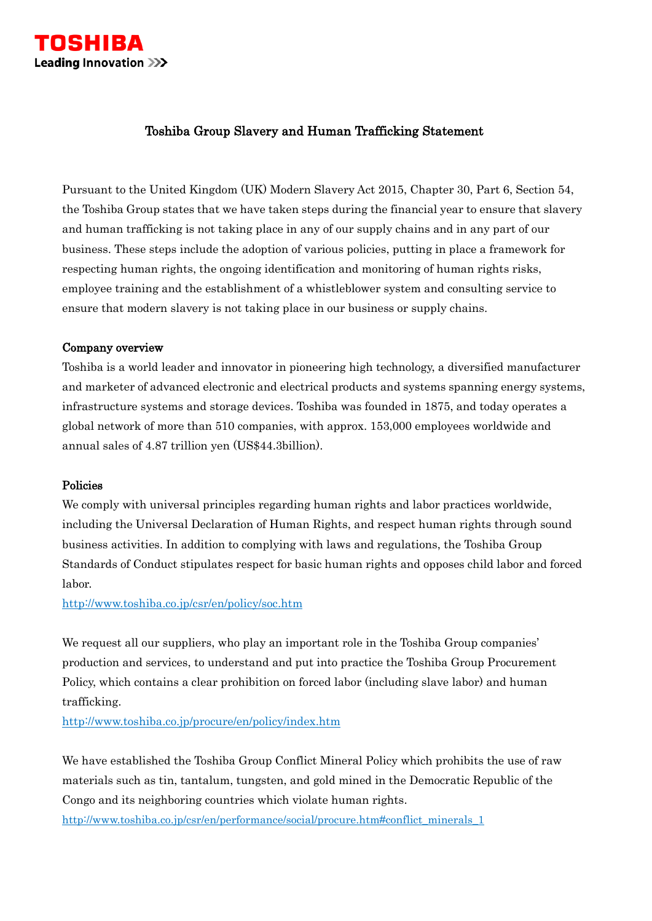TOSHIBA

Leading Innovation >>>

# Toshiba Group Slavery and Human Trafficking Statement

Pursuant to the United Kingdom (UK) Modern Slavery Act 2015, Chapter 30, Part 6, Section 54, the Toshiba Group states that we have taken steps during the financial year to ensure that slavery and human trafficking is not taking place in any of our supply chains and in any part of our business. These steps include the adoption of various policies, putting in place a framework for respecting human rights, the ongoing identification and monitoring of human rights risks, employee training and the establishment of a whistleblower system and consulting service to ensure that modern slavery is not taking place in our business or supply chains.

## Company overview

Toshiba is a world leader and innovator in pioneering high technology, a diversified manufacturer and marketer of advanced electronic and electrical products and systems spanning energy systems, infrastructure systems and storage devices. Toshiba was founded in 1875, and today operates a global network of more than 510 companies, with approx. 153,000 employees worldwide and annual sales of 4.87 trillion yen (US$44.3billion).

## Policies

We comply with universal principles regarding human rights and labor practices worldwide, including the Universal Declaration of Human Rights, and respect human rights through sound business activities. In addition to complying with laws and regulations, the Toshiba Group Standards of Conduct stipulates respect for basic human rights and opposes child labor and forced labor.

http://www.toshiba.co.jp/csr/en/policy/soc.htm

We request all our suppliers, who play an important role in the Toshiba Group companies' production and services, to understand and put into practice the Toshiba Group Procurement Policy, which contains a clear prohibition on forced labor (including slave labor) and human trafficking.

http://www.toshiba.co.jp/procure/en/policy/index.htm

We have established the Toshiba Group Conflict Mineral Policy which prohibits the use of raw materials such as tin, tantalum, tungsten, and gold mined in the Democratic Republic of the Congo and its neighboring countries which violate human rights.

http://www.toshiba.co.jp/csr/en/performance/social/procure.htm#conflict_minerals_1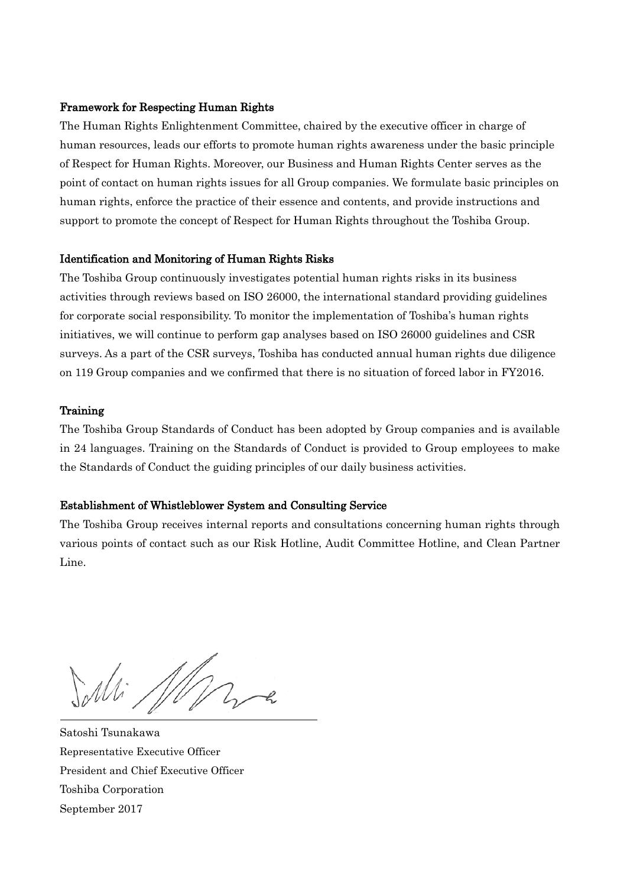### Framework for Respecting Human Rights

The Human Rights Enlightenment Committee, chaired by the executive officer in charge of human resources, leads our efforts to promote human rights awareness under the basic principle of Respect for Human Rights. Moreover, our Business and Human Rights Center serves as the point of contact on human rights issues for all Group companies. We formulate basic principles on human rights, enforce the practice of their essence and contents, and provide instructions and support to promote the concept of Respect for Human Rights throughout the Toshiba Group.

### Identification and Monitoring of Human Rights Risks

The Toshiba Group continuously investigates potential human rights risks in its business activities through reviews based on ISO 26000, the international standard providing guidelines for corporate social responsibility. To monitor the implementation of Toshiba's human rights initiatives, we will continue to perform gap analyses based on ISO 26000 guidelines and CSR surveys. As a part of the CSR surveys, Toshiba has conducted annual human rights due diligence on 119 Group companies and we confirmed that there is no situation of forced labor in FY2016.

### Training

The Toshiba Group Standards of Conduct has been adopted by Group companies and is available in 24 languages. Training on the Standards of Conduct is provided to Group employees to make the Standards of Conduct the guiding principles of our daily business activities.

### Establishment of Whistleblower System and Consulting Service

The Toshiba Group receives internal reports and consultations concerning human rights through various points of contact such as our Risk Hotline, Audit Committee Hotline, and Clean Partner Line.

Satoshi Tsunakawa
Representative Executive Officer
President and Chief Executive Officer
Toshiba Corporation
September 2017